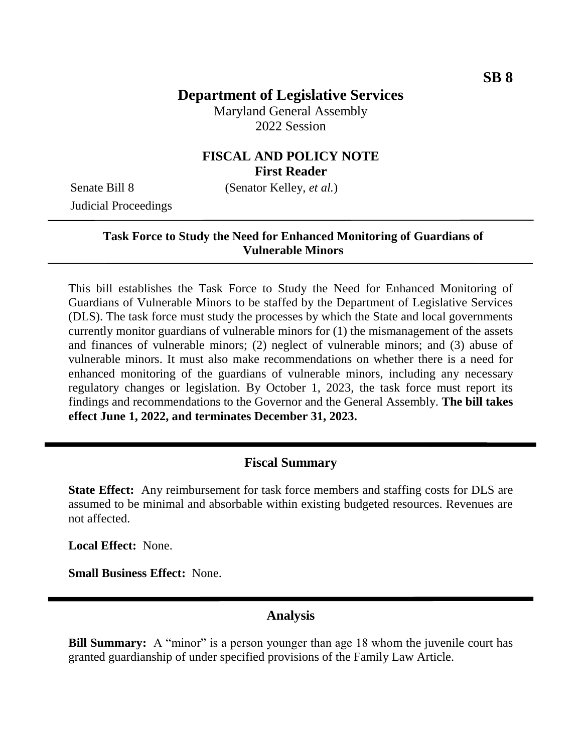SB 8

# Department of Legislative Services

Maryland General Assembly
2022 Session

## FISCAL AND POLICY NOTE
**First Reader**

Senate Bill 8 (Senator Kelley, *et al.*)
Judicial Proceedings

---

**Task Force to Study the Need for Enhanced Monitoring of Guardians of Vulnerable Minors**

---

This bill establishes the Task Force to Study the Need for Enhanced Monitoring of Guardians of Vulnerable Minors to be staffed by the Department of Legislative Services (DLS). The task force must study the processes by which the State and local governments currently monitor guardians of vulnerable minors for (1) the mismanagement of the assets and finances of vulnerable minors; (2) neglect of vulnerable minors; and (3) abuse of vulnerable minors. It must also make recommendations on whether there is a need for enhanced monitoring of the guardians of vulnerable minors, including any necessary regulatory changes or legislation. By October 1, 2023, the task force must report its findings and recommendations to the Governor and the General Assembly. **The bill takes effect June 1, 2022, and terminates December 31, 2023.**

---

## Fiscal Summary

**State Effect:** Any reimbursement for task force members and staffing costs for DLS are assumed to be minimal and absorbable within existing budgeted resources. Revenues are not affected.

**Local Effect:** None.

**Small Business Effect:** None.

---

## Analysis

**Bill Summary:** A "minor" is a person younger than age 18 whom the juvenile court has granted guardianship of under specified provisions of the Family Law Article.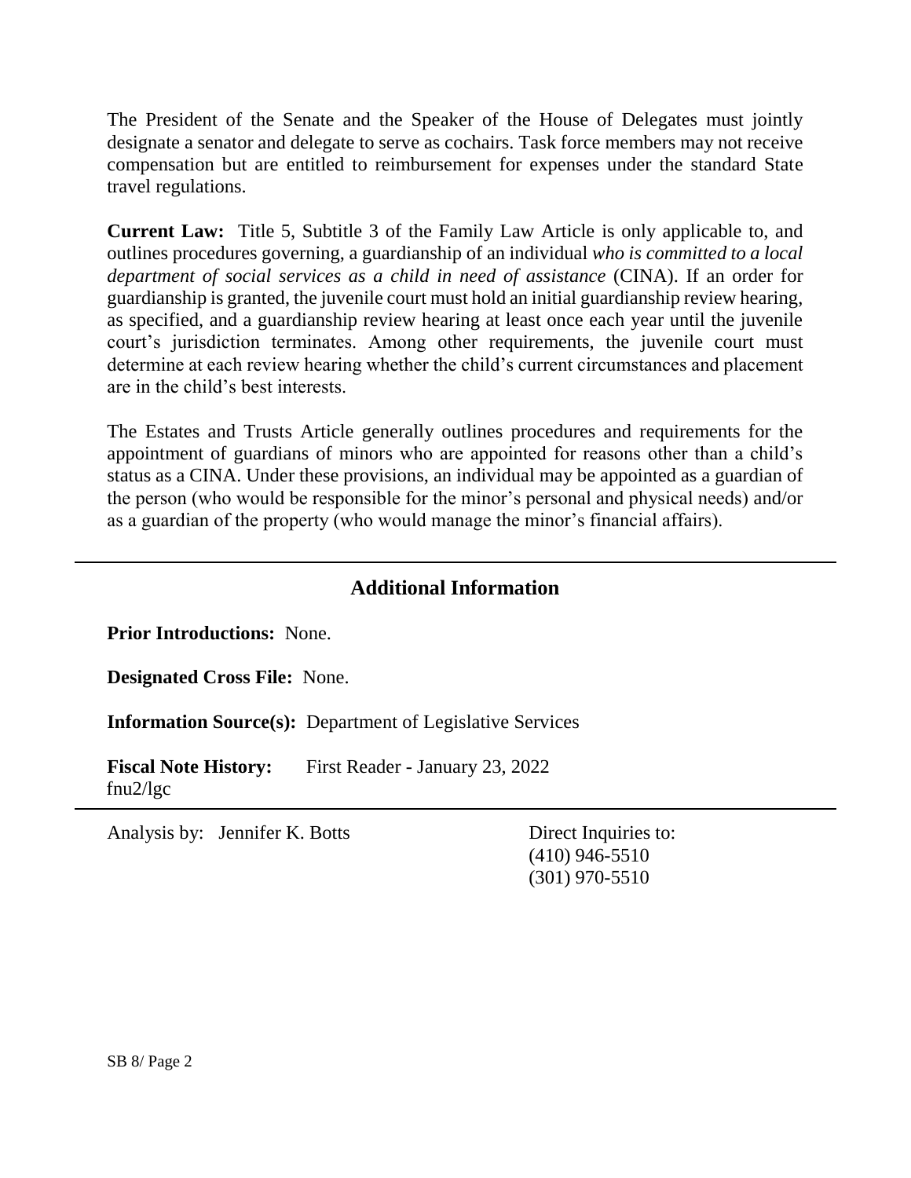The President of the Senate and the Speaker of the House of Delegates must jointly designate a senator and delegate to serve as cochairs. Task force members may not receive compensation but are entitled to reimbursement for expenses under the standard State travel regulations.

**Current Law:** Title 5, Subtitle 3 of the Family Law Article is only applicable to, and outlines procedures governing, a guardianship of an individual ***who is committed to a local department of social services as a child in need of assistance*** (CINA). If an order for guardianship is granted, the juvenile court must hold an initial guardianship review hearing, as specified, and a guardianship review hearing at least once each year until the juvenile court's jurisdiction terminates. Among other requirements, the juvenile court must determine at each review hearing whether the child's current circumstances and placement are in the child's best interests.

The Estates and Trusts Article generally outlines procedures and requirements for the appointment of guardians of minors who are appointed for reasons other than a child's status as a CINA. Under these provisions, an individual may be appointed as a guardian of the person (who would be responsible for the minor's personal and physical needs) and/or as a guardian of the property (who would manage the minor's financial affairs).

## Additional Information

**Prior Introductions:** None.

**Designated Cross File:** None.

**Information Source(s):** Department of Legislative Services

**Fiscal Note History:** First Reader - January 23, 2022
fnu2/lgc

Analysis by: Jennifer K. Botts

Direct Inquiries to:
(410) 946-5510
(301) 970-5510